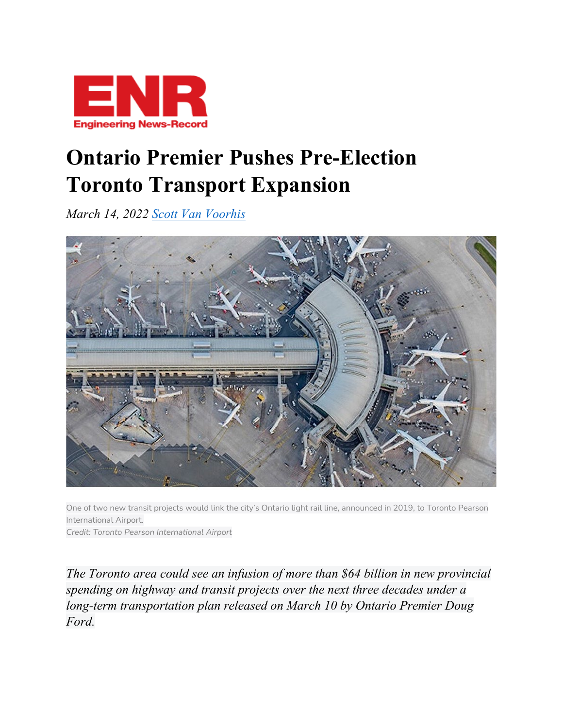# Ontario Premier Pushes Pre-Election Toronto Transport Expansion

*March 14, 2022* [Scott Van Voorhis]

One of two new transit projects would link the city's Ontario light rail line, announced in 2019, to Toronto Pearson International Airport.
*Credit: Toronto Pearson International Airport*

*The Toronto area could see an infusion of more than $64 billion in new provincial spending on highway and transit projects over the next three decades under a long-term transportation plan released on March 10 by Ontario Premier Doug Ford.*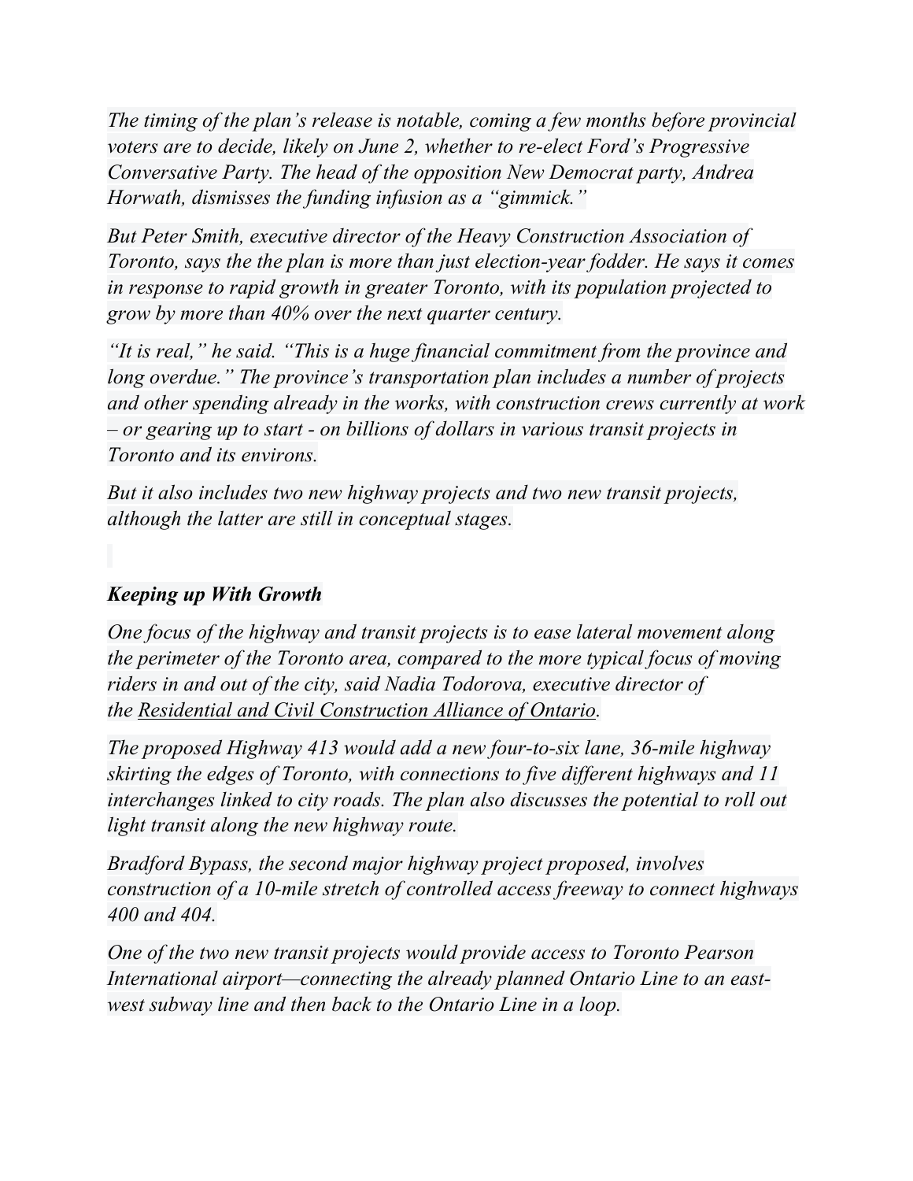*The timing of the plan's release is notable, coming a few months before provincial voters are to decide, likely on June 2, whether to re-elect Ford's Progressive Conversative Party. The head of the opposition New Democrat party, Andrea Horwath, dismisses the funding infusion as a "gimmick."*

*But Peter Smith, executive director of the Heavy Construction Association of Toronto, says the the plan is more than just election-year fodder. He says it comes in response to rapid growth in greater Toronto, with its population projected to grow by more than 40% over the next quarter century.*

*"It is real," he said. "This is a huge financial commitment from the province and long overdue." The province's transportation plan includes a number of projects and other spending already in the works, with construction crews currently at work – or gearing up to start - on billions of dollars in various transit projects in Toronto and its environs.*

*But it also includes two new highway projects and two new transit projects, although the latter are still in conceptual stages.*

***Keeping up With Growth***

*One focus of the highway and transit projects is to ease lateral movement along the perimeter of the Toronto area, compared to the more typical focus of moving riders in and out of the city, said Nadia Todorova, executive director of the Residential and Civil Construction Alliance of Ontario.*

*The proposed Highway 413 would add a new four-to-six lane, 36-mile highway skirting the edges of Toronto, with connections to five different highways and 11 interchanges linked to city roads. The plan also discusses the potential to roll out light transit along the new highway route.*

*Bradford Bypass, the second major highway project proposed, involves construction of a 10-mile stretch of controlled access freeway to connect highways 400 and 404.*

*One of the two new transit projects would provide access to Toronto Pearson International airport—connecting the already planned Ontario Line to an east-west subway line and then back to the Ontario Line in a loop.*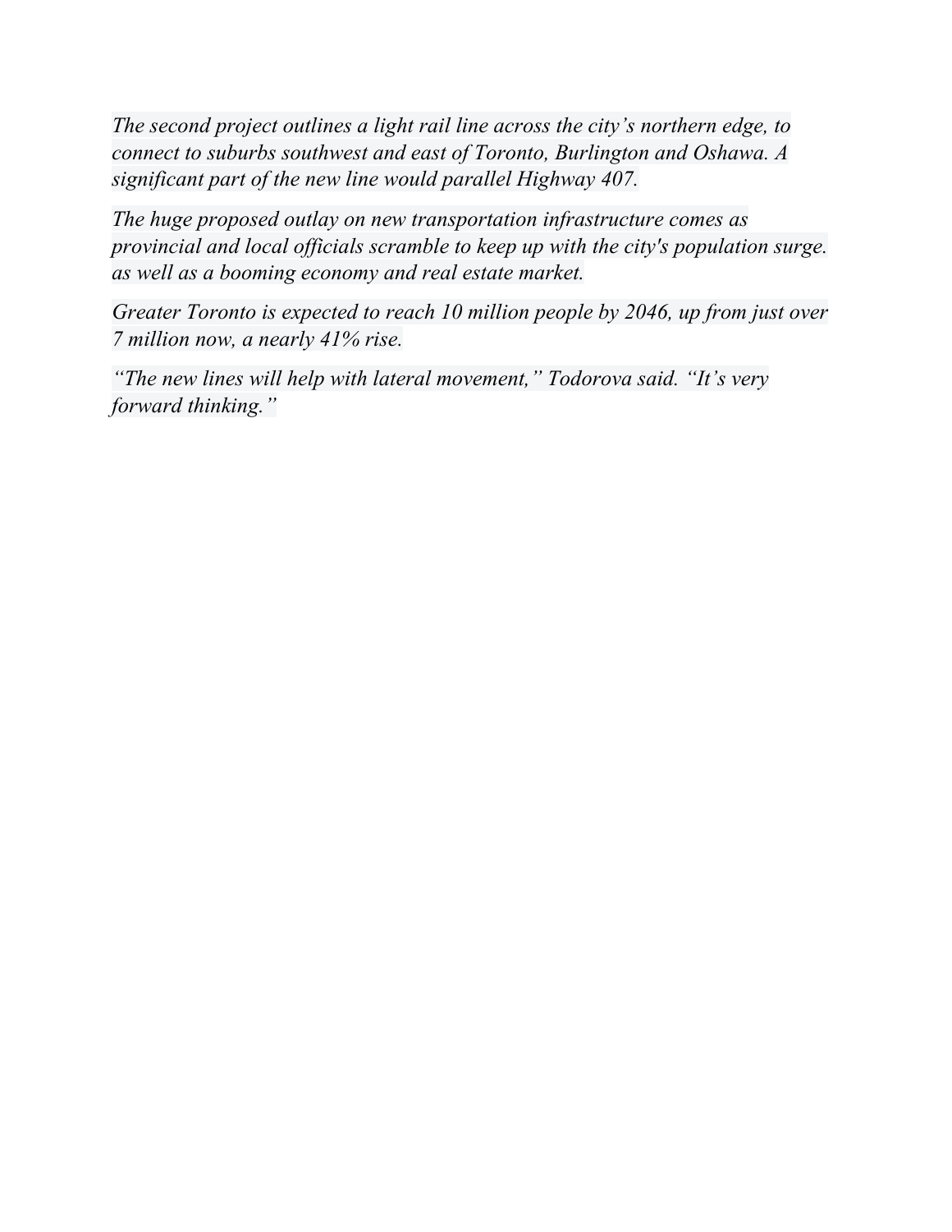*The second project outlines a light rail line across the city's northern edge, to connect to suburbs southwest and east of Toronto, Burlington and Oshawa. A significant part of the new line would parallel Highway 407.*

*The huge proposed outlay on new transportation infrastructure comes as provincial and local officials scramble to keep up with the city's population surge. as well as a booming economy and real estate market.*

*Greater Toronto is expected to reach 10 million people by 2046, up from just over 7 million now, a nearly 41% rise.*

*"The new lines will help with lateral movement," Todorova said. "It's very forward thinking."*